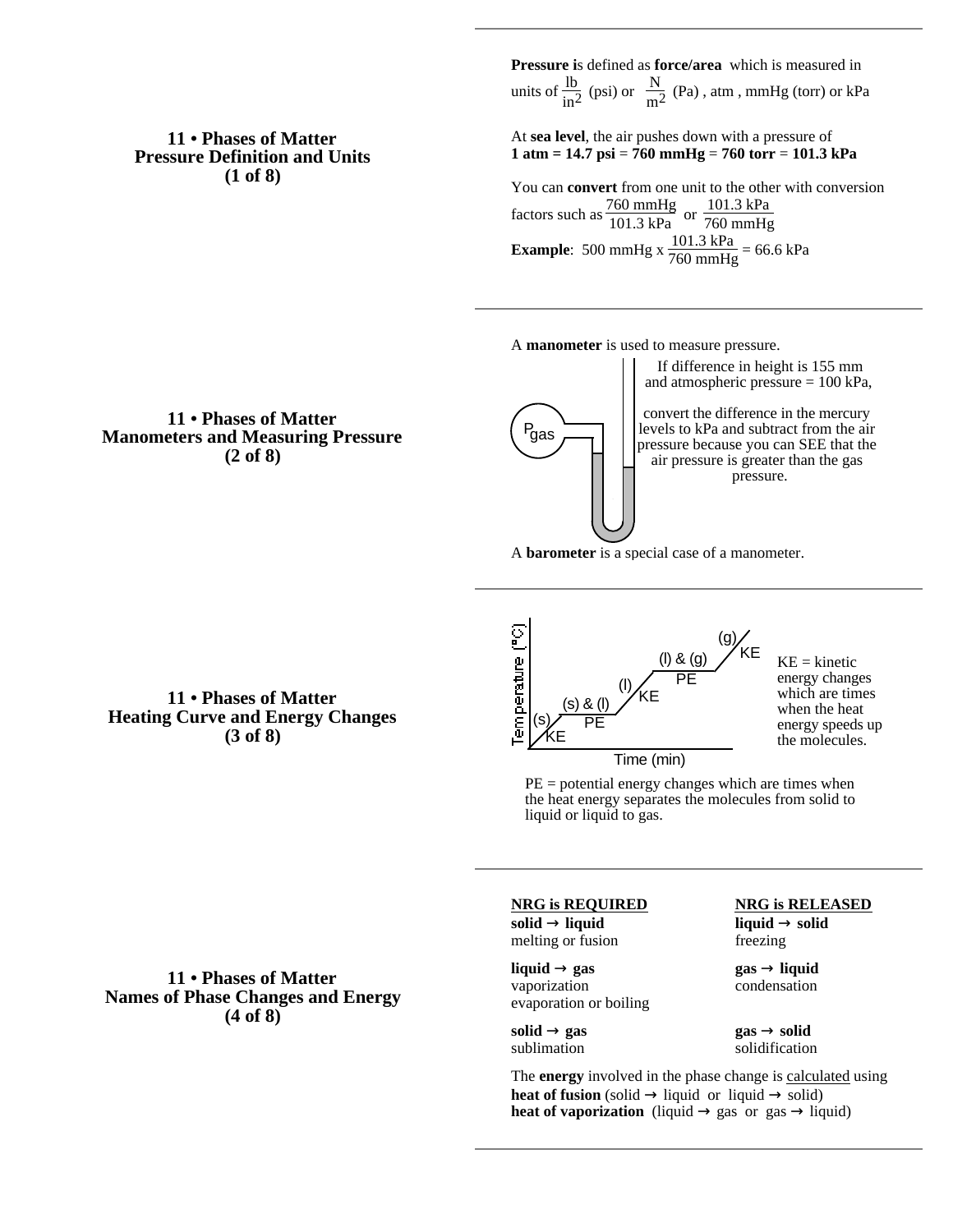## 11 • Phases of Matter
## Pressure Definition and Units
## (1 of 8)

**Pressure is** defined as **force/area** which is measured in units of $\frac{\text{lb}}{\text{in}^2}$ (psi) or $\frac{\text{N}}{\text{m}^2}$ (Pa) , atm , mmHg (torr) or kPa

At **sea level**, the air pushes down with a pressure of
**1 atm = 14.7 psi = 760 mmHg = 760 torr = 101.3 kPa**

You can **convert** from one unit to the other with conversion factors such as $\frac{760 \text{ mmHg}}{101.3 \text{ kPa}}$ or $\frac{101.3 \text{ kPa}}{760 \text{ mmHg}}$

**Example**: 500 mmHg x $\frac{101.3 \text{ kPa}}{760 \text{ mmHg}}$ = 66.6 kPa

## 11 • Phases of Matter
## Manometers and Measuring Pressure
## (2 of 8)

A **manometer** is used to measure pressure.

$P_{gas}$

If difference in height is 155 mm and atmospheric pressure = 100 kPa,

convert the difference in the mercury levels to kPa and subtract from the air pressure because you can SEE that the air pressure is greater than the gas pressure.

A **barometer** is a special case of a manometer.

## 11 • Phases of Matter
## Heating Curve and Energy Changes
## (3 of 8)

Temperature (°C) vs. Time (min): (s) KE; (s) & (l) PE; (l) KE; (l) & (g) PE; (g) KE

KE = kinetic energy changes which are times when the heat energy speeds up the molecules.

PE = potential energy changes which are times when the heat energy separates the molecules from solid to liquid or liquid to gas.

## 11 • Phases of Matter
## Names of Phase Changes and Energy
## (4 of 8)

| NRG is REQUIRED | NRG is RELEASED |
|---|---|
| **solid → liquid** melting or fusion | **liquid → solid** freezing |
| **liquid → gas** vaporization evaporation or boiling | **gas → liquid** condensation |
| **solid → gas** sublimation | **gas → solid** solidification |

The **energy** involved in the phase change is calculated using
**heat of fusion** (solid → liquid or liquid → solid)
**heat of vaporization** (liquid → gas or gas → liquid)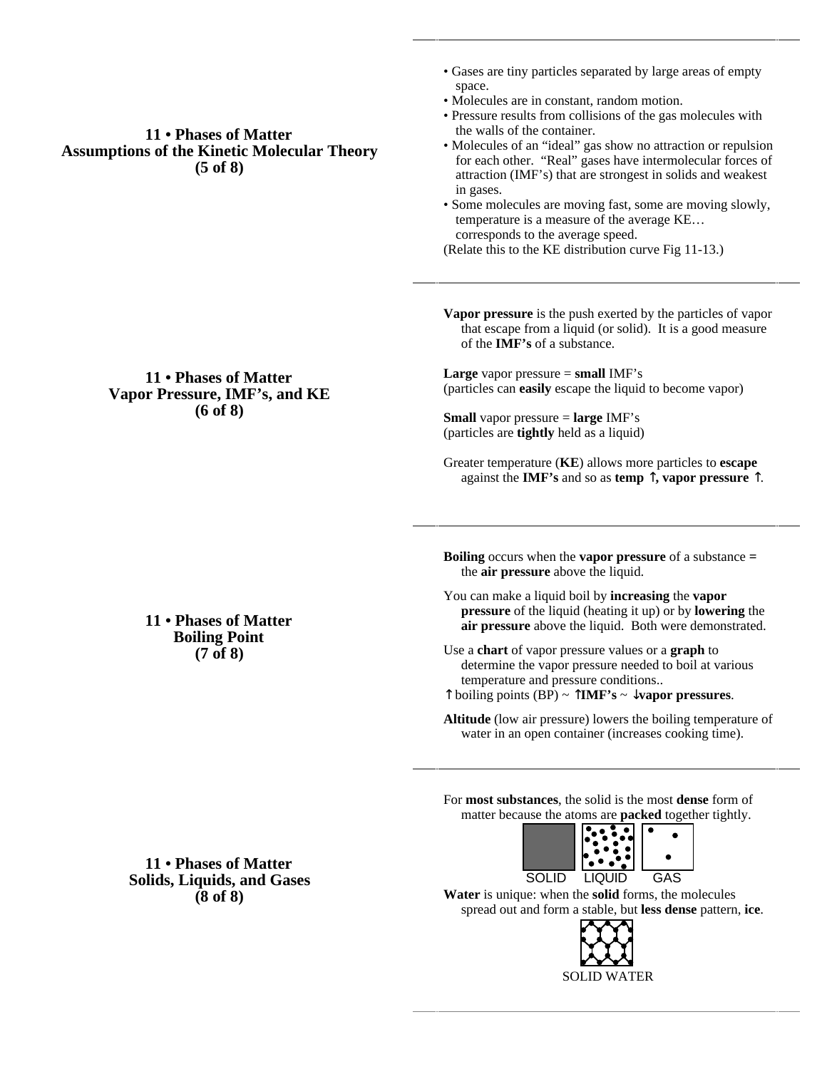## 11 • Phases of Matter
## Assumptions of the Kinetic Molecular Theory
## (5 of 8)

- Gases are tiny particles separated by large areas of empty space.
- Molecules are in constant, random motion.
- Pressure results from collisions of the gas molecules with the walls of the container.
- Molecules of an "ideal" gas show no attraction or repulsion for each other. "Real" gases have intermolecular forces of attraction (IMF's) that are strongest in solids and weakest in gases.
- Some molecules are moving fast, some are moving slowly, temperature is a measure of the average KE… corresponds to the average speed.

(Relate this to the KE distribution curve Fig 11-13.)

## 11 • Phases of Matter
## Vapor Pressure, IMF's, and KE
## (6 of 8)

**Vapor pressure** is the push exerted by the particles of vapor that escape from a liquid (or solid). It is a good measure of the **IMF's** of a substance.

**Large** vapor pressure = **small** IMF's
(particles can **easily** escape the liquid to become vapor)

**Small** vapor pressure = **large** IMF's
(particles are **tightly** held as a liquid)

Greater temperature (**KE**) allows more particles to **escape** against the **IMF's** and so as **temp ↑, vapor pressure ↑**.

## 11 • Phases of Matter
## Boiling Point
## (7 of 8)

**Boiling** occurs when the **vapor pressure** of a substance **=** the **air pressure** above the liquid.

You can make a liquid boil by **increasing** the **vapor pressure** of the liquid (heating it up) or by **lowering** the **air pressure** above the liquid. Both were demonstrated.

Use a **chart** of vapor pressure values or a **graph** to determine the vapor pressure needed to boil at various temperature and pressure conditions..

↑boiling points (BP) ~ **↑IMF's** ~ **↓vapor pressures**.

**Altitude** (low air pressure) lowers the boiling temperature of water in an open container (increases cooking time).

## 11 • Phases of Matter
## Solids, Liquids, and Gases
## (8 of 8)

For **most substances**, the solid is the most **dense** form of matter because the atoms are **packed** together tightly.

SOLID LIQUID GAS

**Water** is unique: when the **solid** forms, the molecules spread out and form a stable, but **less dense** pattern, **ice**.

SOLID WATER